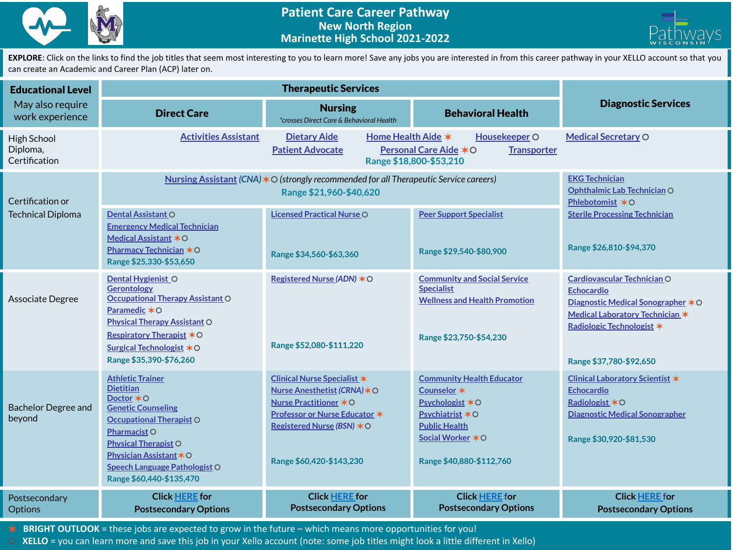# Patient Care Career Pathway
## New North Region
## Marinette High School 2021-2022

**EXPLORE**: Click on the links to find the job titles that seem most interesting to you to learn more! Save any jobs you are interested in from this career pathway in your XELLO account so that you can create an Academic and Career Plan (ACP) later on.

| Educational Level (May also require work experience) | Therapeutic Services: Direct Care | Therapeutic Services: Nursing (*crosses Direct Care & Behavioral Health*) | Therapeutic Services: Behavioral Health | Diagnostic Services |
|---|---|---|---|---|
| High School Diploma, Certification | Activities Assistant; Dietary Aide; Home Health Aide ✶; Housekeeper ○; Patient Advocate; Personal Care Aide ✶○; Transporter; Range $18,800-$53,210 | | | Medical Secretary ○ |
| Certification or Technical Diploma | Nursing Assistant (CNA) ✶○ (strongly recommended for all Therapeutic Service careers) Range $21,960-$40,620 | | | EKG Technician; Ophthalmic Lab Technician ○; Phlebotomist ✶○; Sterile Processing Technician; Range $26,810-$94,370 |
| | Dental Assistant ○; Emergency Medical Technician; Medical Assistant ✶○; Pharmacy Technician ✶○; Range $25,330-$53,650 | Licensed Practical Nurse ○; Range $34,560-$63,360 | Peer Support Specialist; Range $29,540-$80,900 | |
| Associate Degree | Dental Hygienist ○; Gerontology; Occupational Therapy Assistant ○; Paramedic ✶○; Physical Therapy Assistant ○; Respiratory Therapist ✶○; Surgical Technologist ✶○; Range $35,390-$76,260 | Registered Nurse (ADN) ✶○; Range $52,080-$111,220 | Community and Social Service Specialist; Wellness and Health Promotion; Range $23,750-$54,230 | Cardiovascular Technician ○; Echocardio; Diagnostic Medical Sonographer ✶○; Medical Laboratory Technician ✶; Radiologic Technologist ✶; Range $37,780-$92,650 |
| Bachelor Degree and beyond | Athletic Trainer; Dietitian; Doctor ✶○; Genetic Counseling; Occupational Therapist ○; Pharmacist ○; Physical Therapist ○; Physician Assistant ✶○; Speech Language Pathologist ○; Range $60,440-$135,470 | Clinical Nurse Specialist ✶; Nurse Anesthetist (CRNA) ✶○; Nurse Practitioner ✶○; Professor or Nurse Educator ✶; Registered Nurse (BSN) ✶○; Range $60,420-$143,230 | Community Health Educator; Counselor ✶; Psychologist ✶○; Psychiatrist ✶○; Public Health; Social Worker ✶○; Range $40,880-$112,760 | Clinical Laboratory Scientist ✶; Echocardio; Radiologist ✶○; Diagnostic Medical Sonographer; Range $30,920-$81,530 |
| Postsecondary Options | Click HERE for Postsecondary Options | Click HERE for Postsecondary Options | Click HERE for Postsecondary Options | Click HERE for Postsecondary Options |

✶ **BRIGHT OUTLOOK** = these jobs are expected to grow in the future – which means more opportunities for you!

○ **XELLO** = you can learn more and save this job in your Xello account (note: some job titles might look a little different in Xello)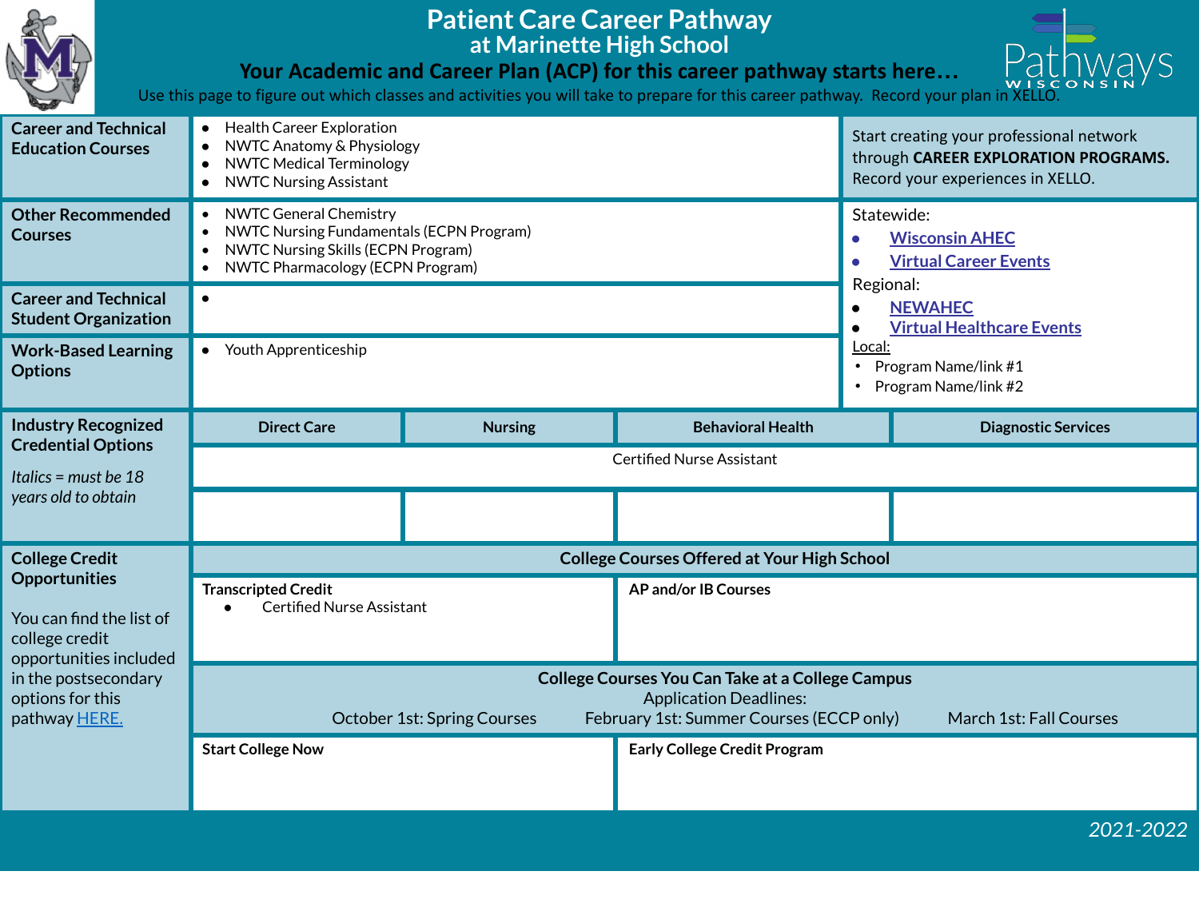# Patient Care Career Pathway

## at Marinette High School

### Your Academic and Career Plan (ACP) for this career pathway starts here…

Use this page to figure out which classes and activities you will take to prepare for this career pathway. Record your plan in XELLO.

**Career and Technical Education Courses**

- Health Career Exploration
- NWTC Anatomy & Physiology
- NWTC Medical Terminology
- NWTC Nursing Assistant

**Other Recommended Courses**

- NWTC General Chemistry
- NWTC Nursing Fundamentals (ECPN Program)
- NWTC Nursing Skills (ECPN Program)
- NWTC Pharmacology (ECPN Program)

**Career and Technical Student Organization**

-

**Work-Based Learning Options**

- Youth Apprenticeship

Start creating your professional network through **CAREER EXPLORATION PROGRAMS.** Record your experiences in XELLO.

Statewide:

- Wisconsin AHEC
- Virtual Career Events

Regional:

- NEWAHEC
- Virtual Healthcare Events

Local:

- Program Name/link #1
- Program Name/link #2

**Industry Recognized Credential Options**

*Italics = must be 18 years old to obtain*

| Direct Care | Nursing | Behavioral Health | Diagnostic Services |
|---|---|---|---|
| Certified Nurse Assistant | | | |
| | | | |

**College Credit Opportunities**

You can find the list of college credit opportunities included in the postsecondary options for this pathway HERE.

**College Courses Offered at Your High School**

| Transcripted Credit | AP and/or IB Courses |
|---|---|
| • Certified Nurse Assistant | |

**College Courses You Can Take at a College Campus**

Application Deadlines:

October 1st: Spring Courses  February 1st: Summer Courses (ECCP only)  March 1st: Fall Courses

| Start College Now | Early College Credit Program |
|---|---|
| | |

*2021-2022*